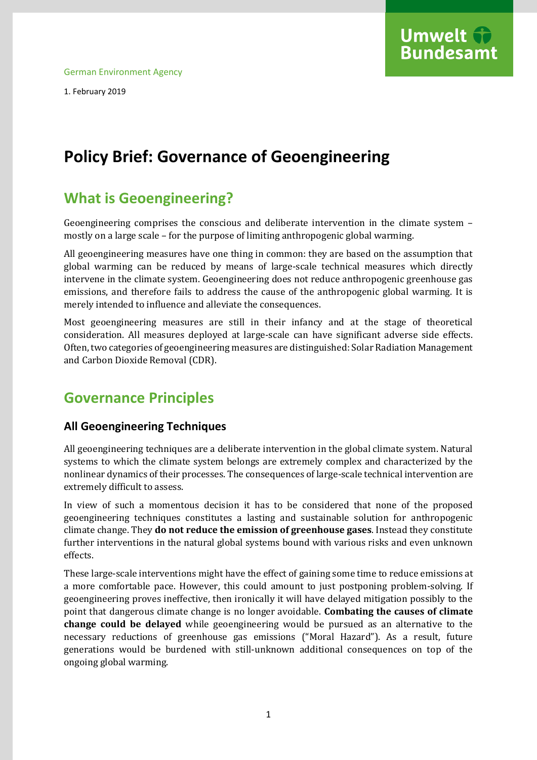German Environment Agency

1. February 2019

# Policy Brief: Governance of Geoengineering

## What is Geoengineering?

Geoengineering comprises the conscious and deliberate intervention in the climate system – mostly on a large scale – for the purpose of limiting anthropogenic global warming.

All geoengineering measures have one thing in common: they are based on the assumption that global warming can be reduced by means of large-scale technical measures which directly intervene in the climate system. Geoengineering does not reduce anthropogenic greenhouse gas emissions, and therefore fails to address the cause of the anthropogenic global warming. It is merely intended to influence and alleviate the consequences.

Most geoengineering measures are still in their infancy and at the stage of theoretical consideration. All measures deployed at large-scale can have significant adverse side effects. Often, two categories of geoengineering measures are distinguished: Solar Radiation Management and Carbon Dioxide Removal (CDR).

## Governance Principles

### All Geoengineering Techniques

All geoengineering techniques are a deliberate intervention in the global climate system. Natural systems to which the climate system belongs are extremely complex and characterized by the nonlinear dynamics of their processes. The consequences of large-scale technical intervention are extremely difficult to assess.

In view of such a momentous decision it has to be considered that none of the proposed geoengineering techniques constitutes a lasting and sustainable solution for anthropogenic climate change. They **do not reduce the emission of greenhouse gases**. Instead they constitute further interventions in the natural global systems bound with various risks and even unknown effects.

These large-scale interventions might have the effect of gaining some time to reduce emissions at a more comfortable pace. However, this could amount to just postponing problem-solving. If geoengineering proves ineffective, then ironically it will have delayed mitigation possibly to the point that dangerous climate change is no longer avoidable. **Combating the causes of climate change could be delayed** while geoengineering would be pursued as an alternative to the necessary reductions of greenhouse gas emissions ("Moral Hazard"). As a result, future generations would be burdened with still-unknown additional consequences on top of the ongoing global warming.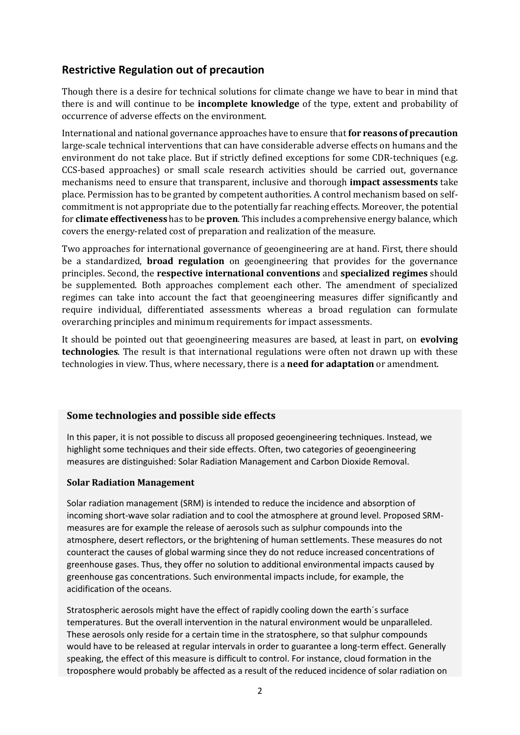## Restrictive Regulation out of precaution

Though there is a desire for technical solutions for climate change we have to bear in mind that there is and will continue to be **incomplete knowledge** of the type, extent and probability of occurrence of adverse effects on the environment.

International and national governance approaches have to ensure that **for reasons of precaution** large-scale technical interventions that can have considerable adverse effects on humans and the environment do not take place. But if strictly defined exceptions for some CDR-techniques (e.g. CCS-based approaches) or small scale research activities should be carried out, governance mechanisms need to ensure that transparent, inclusive and thorough **impact assessments** take place. Permission has to be granted by competent authorities. A control mechanism based on self-commitment is not appropriate due to the potentially far reaching effects. Moreover, the potential for **climate effectiveness** has to be **proven**. This includes a comprehensive energy balance, which covers the energy-related cost of preparation and realization of the measure.

Two approaches for international governance of geoengineering are at hand. First, there should be a standardized, **broad regulation** on geoengineering that provides for the governance principles. Second, the **respective international conventions** and **specialized regimes** should be supplemented. Both approaches complement each other. The amendment of specialized regimes can take into account the fact that geoengineering measures differ significantly and require individual, differentiated assessments whereas a broad regulation can formulate overarching principles and minimum requirements for impact assessments.

It should be pointed out that geoengineering measures are based, at least in part, on **evolving technologies**. The result is that international regulations were often not drawn up with these technologies in view. Thus, where necessary, there is a **need for adaptation** or amendment.

### Some technologies and possible side effects

In this paper, it is not possible to discuss all proposed geoengineering techniques. Instead, we highlight some techniques and their side effects. Often, two categories of geoengineering measures are distinguished: Solar Radiation Management and Carbon Dioxide Removal.

#### Solar Radiation Management

Solar radiation management (SRM) is intended to reduce the incidence and absorption of incoming short-wave solar radiation and to cool the atmosphere at ground level. Proposed SRM-measures are for example the release of aerosols such as sulphur compounds into the atmosphere, desert reflectors, or the brightening of human settlements. These measures do not counteract the causes of global warming since they do not reduce increased concentrations of greenhouse gases. Thus, they offer no solution to additional environmental impacts caused by greenhouse gas concentrations. Such environmental impacts include, for example, the acidification of the oceans.

Stratospheric aerosols might have the effect of rapidly cooling down the earth´s surface temperatures. But the overall intervention in the natural environment would be unparalleled. These aerosols only reside for a certain time in the stratosphere, so that sulphur compounds would have to be released at regular intervals in order to guarantee a long-term effect. Generally speaking, the effect of this measure is difficult to control. For instance, cloud formation in the troposphere would probably be affected as a result of the reduced incidence of solar radiation on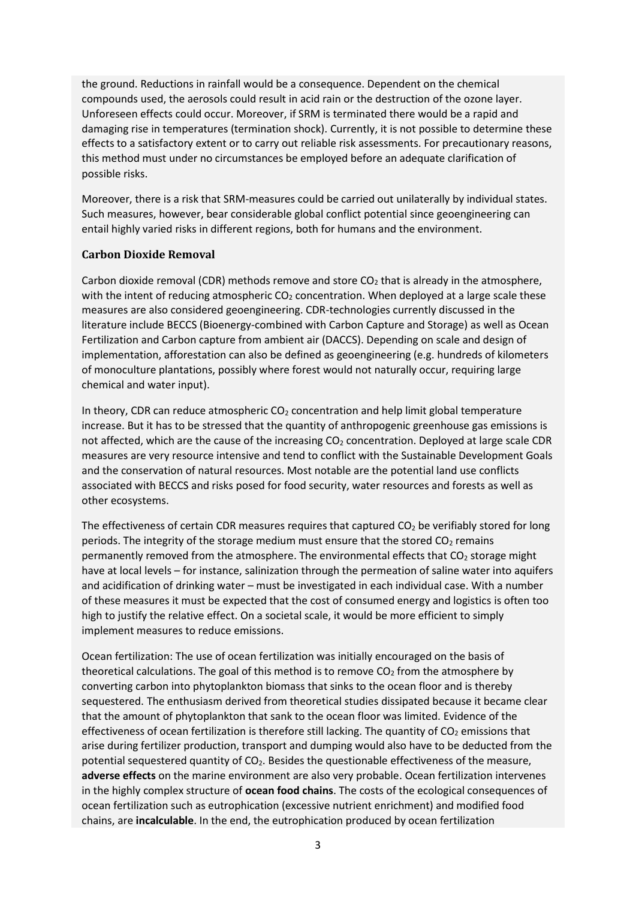the ground. Reductions in rainfall would be a consequence. Dependent on the chemical compounds used, the aerosols could result in acid rain or the destruction of the ozone layer. Unforeseen effects could occur. Moreover, if SRM is terminated there would be a rapid and damaging rise in temperatures (termination shock). Currently, it is not possible to determine these effects to a satisfactory extent or to carry out reliable risk assessments. For precautionary reasons, this method must under no circumstances be employed before an adequate clarification of possible risks.

Moreover, there is a risk that SRM-measures could be carried out unilaterally by individual states. Such measures, however, bear considerable global conflict potential since geoengineering can entail highly varied risks in different regions, both for humans and the environment.

### Carbon Dioxide Removal

Carbon dioxide removal (CDR) methods remove and store $CO_2$ that is already in the atmosphere, with the intent of reducing atmospheric $CO_2$ concentration. When deployed at a large scale these measures are also considered geoengineering. CDR-technologies currently discussed in the literature include BECCS (Bioenergy-combined with Carbon Capture and Storage) as well as Ocean Fertilization and Carbon capture from ambient air (DACCS). Depending on scale and design of implementation, afforestation can also be defined as geoengineering (e.g. hundreds of kilometers of monoculture plantations, possibly where forest would not naturally occur, requiring large chemical and water input).

In theory, CDR can reduce atmospheric $CO_2$ concentration and help limit global temperature increase. But it has to be stressed that the quantity of anthropogenic greenhouse gas emissions is not affected, which are the cause of the increasing $CO_2$ concentration. Deployed at large scale CDR measures are very resource intensive and tend to conflict with the Sustainable Development Goals and the conservation of natural resources. Most notable are the potential land use conflicts associated with BECCS and risks posed for food security, water resources and forests as well as other ecosystems.

The effectiveness of certain CDR measures requires that captured $CO_2$ be verifiably stored for long periods. The integrity of the storage medium must ensure that the stored $CO_2$ remains permanently removed from the atmosphere. The environmental effects that $CO_2$ storage might have at local levels – for instance, salinization through the permeation of saline water into aquifers and acidification of drinking water – must be investigated in each individual case. With a number of these measures it must be expected that the cost of consumed energy and logistics is often too high to justify the relative effect. On a societal scale, it would be more efficient to simply implement measures to reduce emissions.

Ocean fertilization: The use of ocean fertilization was initially encouraged on the basis of theoretical calculations. The goal of this method is to remove $CO_2$ from the atmosphere by converting carbon into phytoplankton biomass that sinks to the ocean floor and is thereby sequestered. The enthusiasm derived from theoretical studies dissipated because it became clear that the amount of phytoplankton that sank to the ocean floor was limited. Evidence of the effectiveness of ocean fertilization is therefore still lacking. The quantity of $CO_2$ emissions that arise during fertilizer production, transport and dumping would also have to be deducted from the potential sequestered quantity of $CO_2$. Besides the questionable effectiveness of the measure, **adverse effects** on the marine environment are also very probable. Ocean fertilization intervenes in the highly complex structure of **ocean food chains**. The costs of the ecological consequences of ocean fertilization such as eutrophication (excessive nutrient enrichment) and modified food chains, are **incalculable**. In the end, the eutrophication produced by ocean fertilization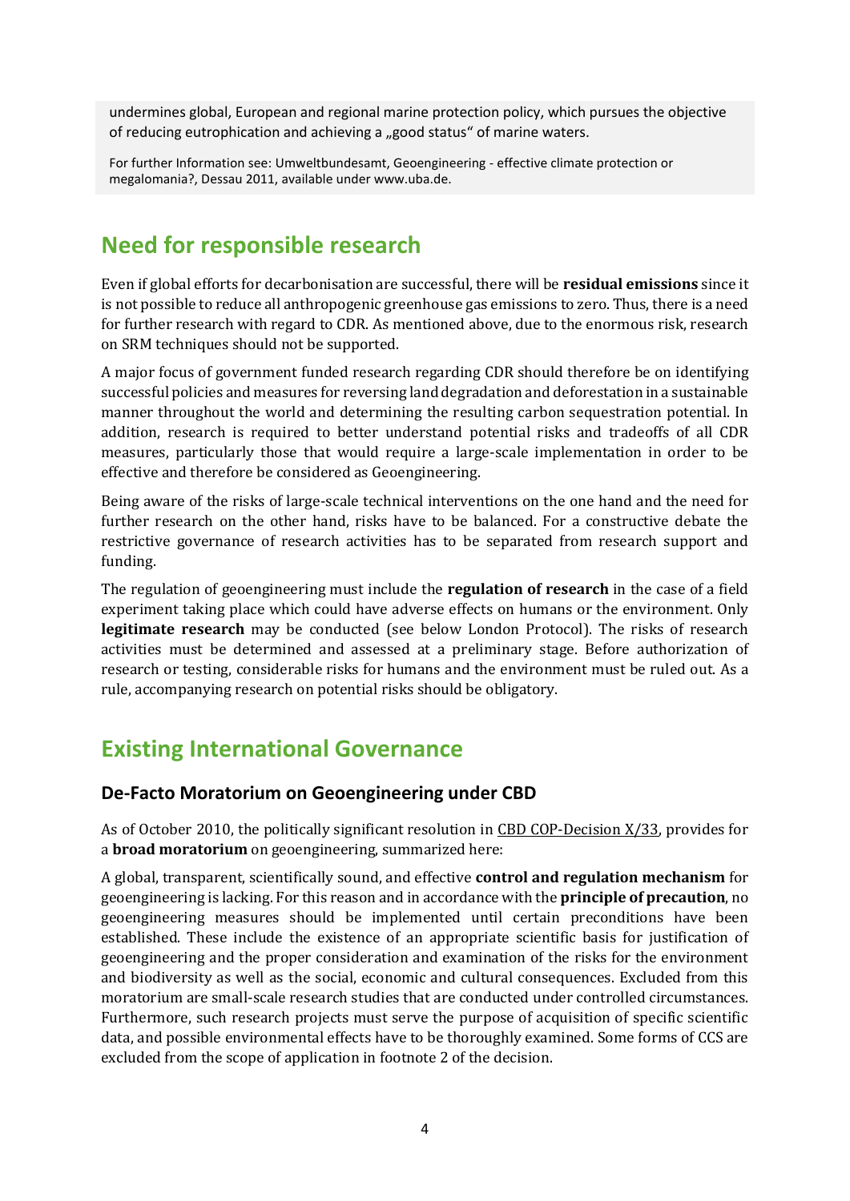undermines global, European and regional marine protection policy, which pursues the objective of reducing eutrophication and achieving a „good status" of marine waters.

For further Information see: Umweltbundesamt, Geoengineering - effective climate protection or megalomania?, Dessau 2011, available under www.uba.de.

## Need for responsible research

Even if global efforts for decarbonisation are successful, there will be **residual emissions** since it is not possible to reduce all anthropogenic greenhouse gas emissions to zero. Thus, there is a need for further research with regard to CDR. As mentioned above, due to the enormous risk, research on SRM techniques should not be supported.

A major focus of government funded research regarding CDR should therefore be on identifying successful policies and measures for reversing land degradation and deforestation in a sustainable manner throughout the world and determining the resulting carbon sequestration potential. In addition, research is required to better understand potential risks and tradeoffs of all CDR measures, particularly those that would require a large-scale implementation in order to be effective and therefore be considered as Geoengineering.

Being aware of the risks of large-scale technical interventions on the one hand and the need for further research on the other hand, risks have to be balanced. For a constructive debate the restrictive governance of research activities has to be separated from research support and funding.

The regulation of geoengineering must include the **regulation of research** in the case of a field experiment taking place which could have adverse effects on humans or the environment. Only **legitimate research** may be conducted (see below London Protocol). The risks of research activities must be determined and assessed at a preliminary stage. Before authorization of research or testing, considerable risks for humans and the environment must be ruled out. As a rule, accompanying research on potential risks should be obligatory.

## Existing International Governance

### De-Facto Moratorium on Geoengineering under CBD

As of October 2010, the politically significant resolution in CBD COP-Decision X/33, provides for a **broad moratorium** on geoengineering, summarized here:

A global, transparent, scientifically sound, and effective **control and regulation mechanism** for geoengineering is lacking. For this reason and in accordance with the **principle of precaution**, no geoengineering measures should be implemented until certain preconditions have been established. These include the existence of an appropriate scientific basis for justification of geoengineering and the proper consideration and examination of the risks for the environment and biodiversity as well as the social, economic and cultural consequences. Excluded from this moratorium are small-scale research studies that are conducted under controlled circumstances. Furthermore, such research projects must serve the purpose of acquisition of specific scientific data, and possible environmental effects have to be thoroughly examined. Some forms of CCS are excluded from the scope of application in footnote 2 of the decision.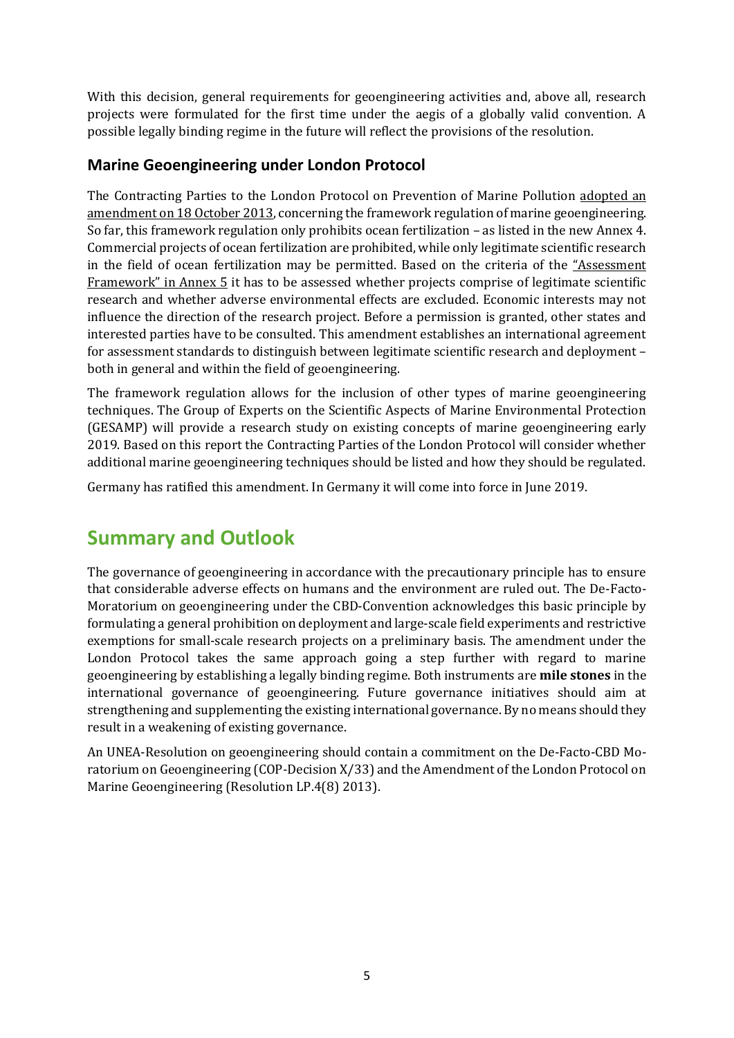With this decision, general requirements for geoengineering activities and, above all, research projects were formulated for the first time under the aegis of a globally valid convention. A possible legally binding regime in the future will reflect the provisions of the resolution.

### Marine Geoengineering under London Protocol

The Contracting Parties to the London Protocol on Prevention of Marine Pollution adopted an amendment on 18 October 2013, concerning the framework regulation of marine geoengineering. So far, this framework regulation only prohibits ocean fertilization – as listed in the new Annex 4. Commercial projects of ocean fertilization are prohibited, while only legitimate scientific research in the field of ocean fertilization may be permitted. Based on the criteria of the "Assessment Framework" in Annex 5 it has to be assessed whether projects comprise of legitimate scientific research and whether adverse environmental effects are excluded. Economic interests may not influence the direction of the research project. Before a permission is granted, other states and interested parties have to be consulted. This amendment establishes an international agreement for assessment standards to distinguish between legitimate scientific research and deployment – both in general and within the field of geoengineering.

The framework regulation allows for the inclusion of other types of marine geoengineering techniques. The Group of Experts on the Scientific Aspects of Marine Environmental Protection (GESAMP) will provide a research study on existing concepts of marine geoengineering early 2019. Based on this report the Contracting Parties of the London Protocol will consider whether additional marine geoengineering techniques should be listed and how they should be regulated.

Germany has ratified this amendment. In Germany it will come into force in June 2019.

## Summary and Outlook

The governance of geoengineering in accordance with the precautionary principle has to ensure that considerable adverse effects on humans and the environment are ruled out. The De-Facto-Moratorium on geoengineering under the CBD-Convention acknowledges this basic principle by formulating a general prohibition on deployment and large-scale field experiments and restrictive exemptions for small-scale research projects on a preliminary basis. The amendment under the London Protocol takes the same approach going a step further with regard to marine geoengineering by establishing a legally binding regime. Both instruments are **mile stones** in the international governance of geoengineering. Future governance initiatives should aim at strengthening and supplementing the existing international governance. By no means should they result in a weakening of existing governance.

An UNEA-Resolution on geoengineering should contain a commitment on the De-Facto-CBD Moratorium on Geoengineering (COP-Decision X/33) and the Amendment of the London Protocol on Marine Geoengineering (Resolution LP.4(8) 2013).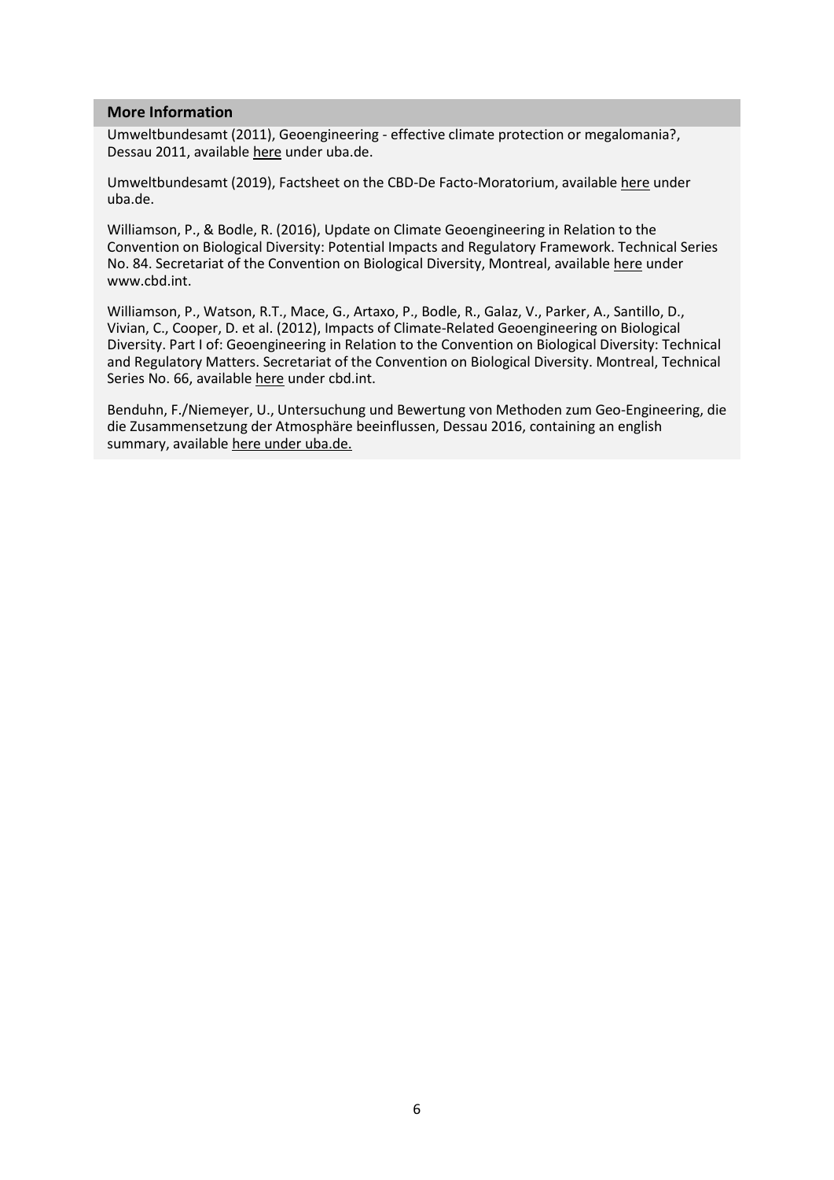**More Information**

Umweltbundesamt (2011), Geoengineering - effective climate protection or megalomania?, Dessau 2011, available here under uba.de.

Umweltbundesamt (2019), Factsheet on the CBD-De Facto-Moratorium, available here under uba.de.

Williamson, P., & Bodle, R. (2016), Update on Climate Geoengineering in Relation to the Convention on Biological Diversity: Potential Impacts and Regulatory Framework. Technical Series No. 84. Secretariat of the Convention on Biological Diversity, Montreal, available here under www.cbd.int.

Williamson, P., Watson, R.T., Mace, G., Artaxo, P., Bodle, R., Galaz, V., Parker, A., Santillo, D., Vivian, C., Cooper, D. et al. (2012), Impacts of Climate-Related Geoengineering on Biological Diversity. Part I of: Geoengineering in Relation to the Convention on Biological Diversity: Technical and Regulatory Matters. Secretariat of the Convention on Biological Diversity. Montreal, Technical Series No. 66, available here under cbd.int.

Benduhn, F./Niemeyer, U., Untersuchung und Bewertung von Methoden zum Geo-Engineering, die die Zusammensetzung der Atmosphäre beeinflussen, Dessau 2016, containing an english summary, available here under uba.de.